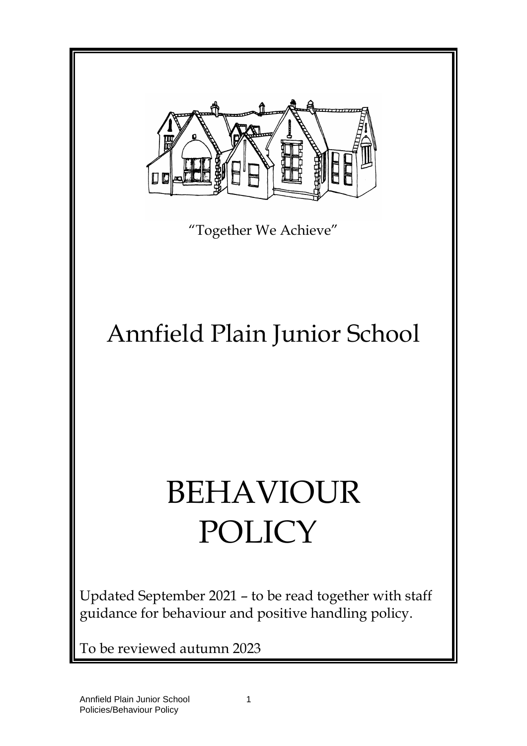"Together We Achieve"

# Annfield Plain Junior School

# BEHAVIOUR POLICY

Updated September 2021 – to be read together with staff guidance for behaviour and positive handling policy.

To be reviewed autumn 2023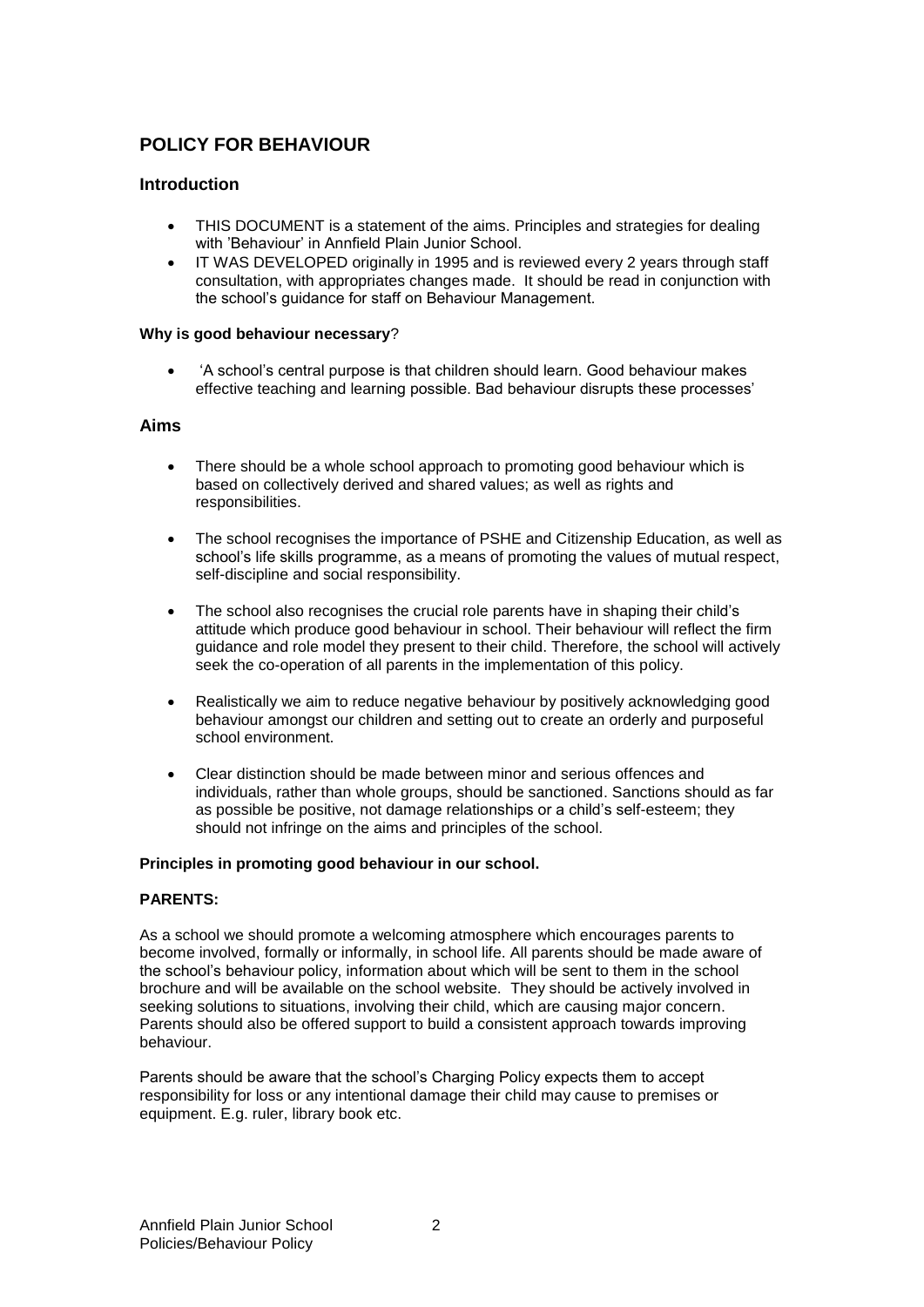# POLICY FOR BEHAVIOUR

## Introduction

- THIS DOCUMENT is a statement of the aims. Principles and strategies for dealing with 'Behaviour' in Annfield Plain Junior School.
- IT WAS DEVELOPED originally in 1995 and is reviewed every 2 years through staff consultation, with appropriates changes made. It should be read in conjunction with the school's guidance for staff on Behaviour Management.

**Why is good behaviour necessary**?

- 'A school's central purpose is that children should learn. Good behaviour makes effective teaching and learning possible. Bad behaviour disrupts these processes'

## Aims

- There should be a whole school approach to promoting good behaviour which is based on collectively derived and shared values; as well as rights and responsibilities.

- The school recognises the importance of PSHE and Citizenship Education, as well as school's life skills programme, as a means of promoting the values of mutual respect, self-discipline and social responsibility.

- The school also recognises the crucial role parents have in shaping their child's attitude which produce good behaviour in school. Their behaviour will reflect the firm guidance and role model they present to their child. Therefore, the school will actively seek the co-operation of all parents in the implementation of this policy.

- Realistically we aim to reduce negative behaviour by positively acknowledging good behaviour amongst our children and setting out to create an orderly and purposeful school environment.

- Clear distinction should be made between minor and serious offences and individuals, rather than whole groups, should be sanctioned. Sanctions should as far as possible be positive, not damage relationships or a child's self-esteem; they should not infringe on the aims and principles of the school.

**Principles in promoting good behaviour in our school.**

**PARENTS:**

As a school we should promote a welcoming atmosphere which encourages parents to become involved, formally or informally, in school life. All parents should be made aware of the school's behaviour policy, information about which will be sent to them in the school brochure and will be available on the school website. They should be actively involved in seeking solutions to situations, involving their child, which are causing major concern. Parents should also be offered support to build a consistent approach towards improving behaviour.

Parents should be aware that the school's Charging Policy expects them to accept responsibility for loss or any intentional damage their child may cause to premises or equipment. E.g. ruler, library book etc.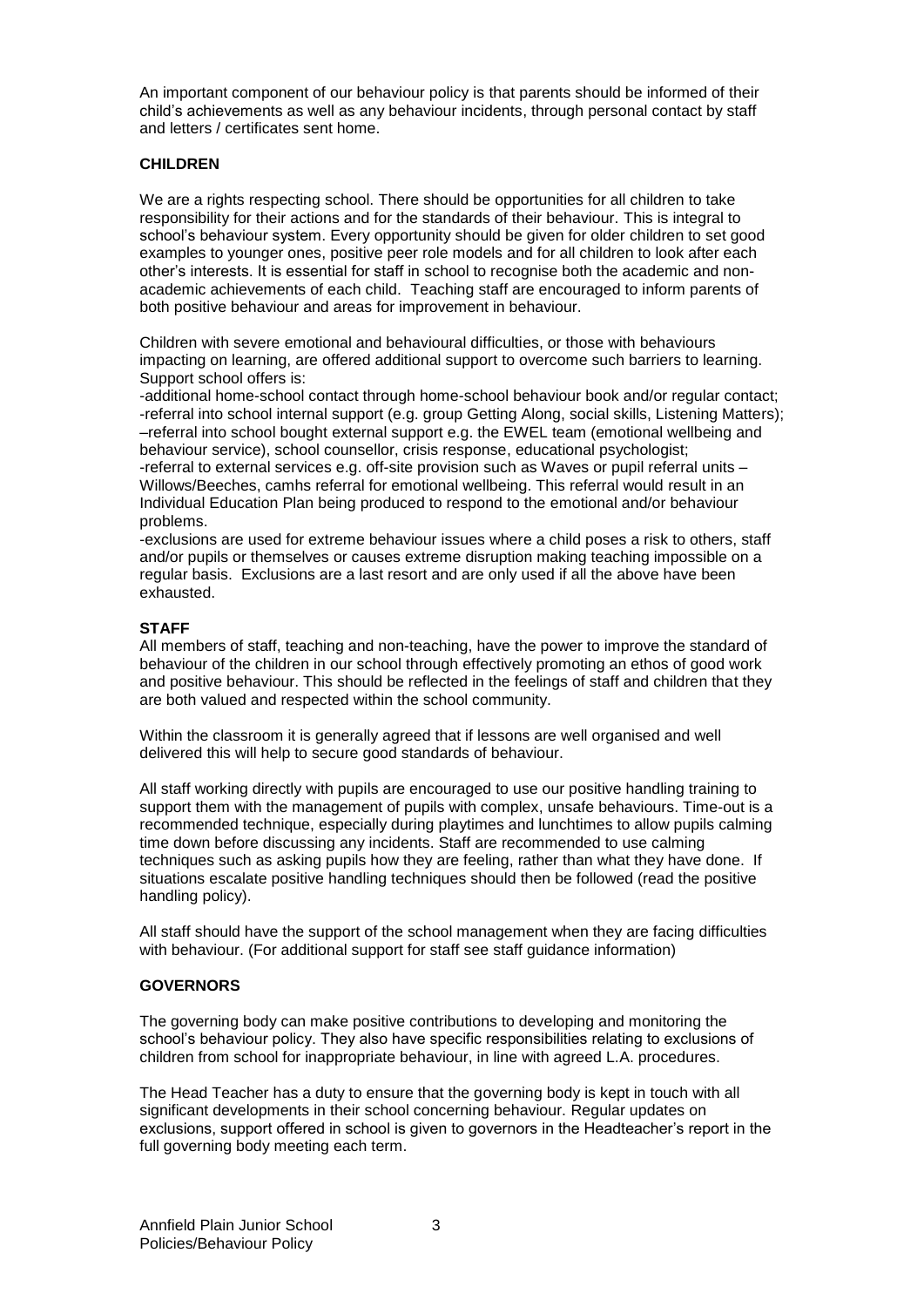An important component of our behaviour policy is that parents should be informed of their child's achievements as well as any behaviour incidents, through personal contact by staff and letters / certificates sent home.

**CHILDREN**

We are a rights respecting school. There should be opportunities for all children to take responsibility for their actions and for the standards of their behaviour. This is integral to school's behaviour system. Every opportunity should be given for older children to set good examples to younger ones, positive peer role models and for all children to look after each other's interests. It is essential for staff in school to recognise both the academic and non-academic achievements of each child. Teaching staff are encouraged to inform parents of both positive behaviour and areas for improvement in behaviour.

Children with severe emotional and behavioural difficulties, or those with behaviours impacting on learning, are offered additional support to overcome such barriers to learning. Support school offers is:

-additional home-school contact through home-school behaviour book and/or regular contact;
-referral into school internal support (e.g. group Getting Along, social skills, Listening Matters);
–referral into school bought external support e.g. the EWEL team (emotional wellbeing and behaviour service), school counsellor, crisis response, educational psychologist;
-referral to external services e.g. off-site provision such as Waves or pupil referral units – Willows/Beeches, camhs referral for emotional wellbeing. This referral would result in an Individual Education Plan being produced to respond to the emotional and/or behaviour problems.
-exclusions are used for extreme behaviour issues where a child poses a risk to others, staff and/or pupils or themselves or causes extreme disruption making teaching impossible on a regular basis. Exclusions are a last resort and are only used if all the above have been exhausted.

**STAFF**

All members of staff, teaching and non-teaching, have the power to improve the standard of behaviour of the children in our school through effectively promoting an ethos of good work and positive behaviour. This should be reflected in the feelings of staff and children that they are both valued and respected within the school community.

Within the classroom it is generally agreed that if lessons are well organised and well delivered this will help to secure good standards of behaviour.

All staff working directly with pupils are encouraged to use our positive handling training to support them with the management of pupils with complex, unsafe behaviours. Time-out is a recommended technique, especially during playtimes and lunchtimes to allow pupils calming time down before discussing any incidents. Staff are recommended to use calming techniques such as asking pupils how they are feeling, rather than what they have done. If situations escalate positive handling techniques should then be followed (read the positive handling policy).

All staff should have the support of the school management when they are facing difficulties with behaviour. (For additional support for staff see staff guidance information)

**GOVERNORS**

The governing body can make positive contributions to developing and monitoring the school's behaviour policy. They also have specific responsibilities relating to exclusions of children from school for inappropriate behaviour, in line with agreed L.A. procedures.

The Head Teacher has a duty to ensure that the governing body is kept in touch with all significant developments in their school concerning behaviour. Regular updates on exclusions, support offered in school is given to governors in the Headteacher's report in the full governing body meeting each term.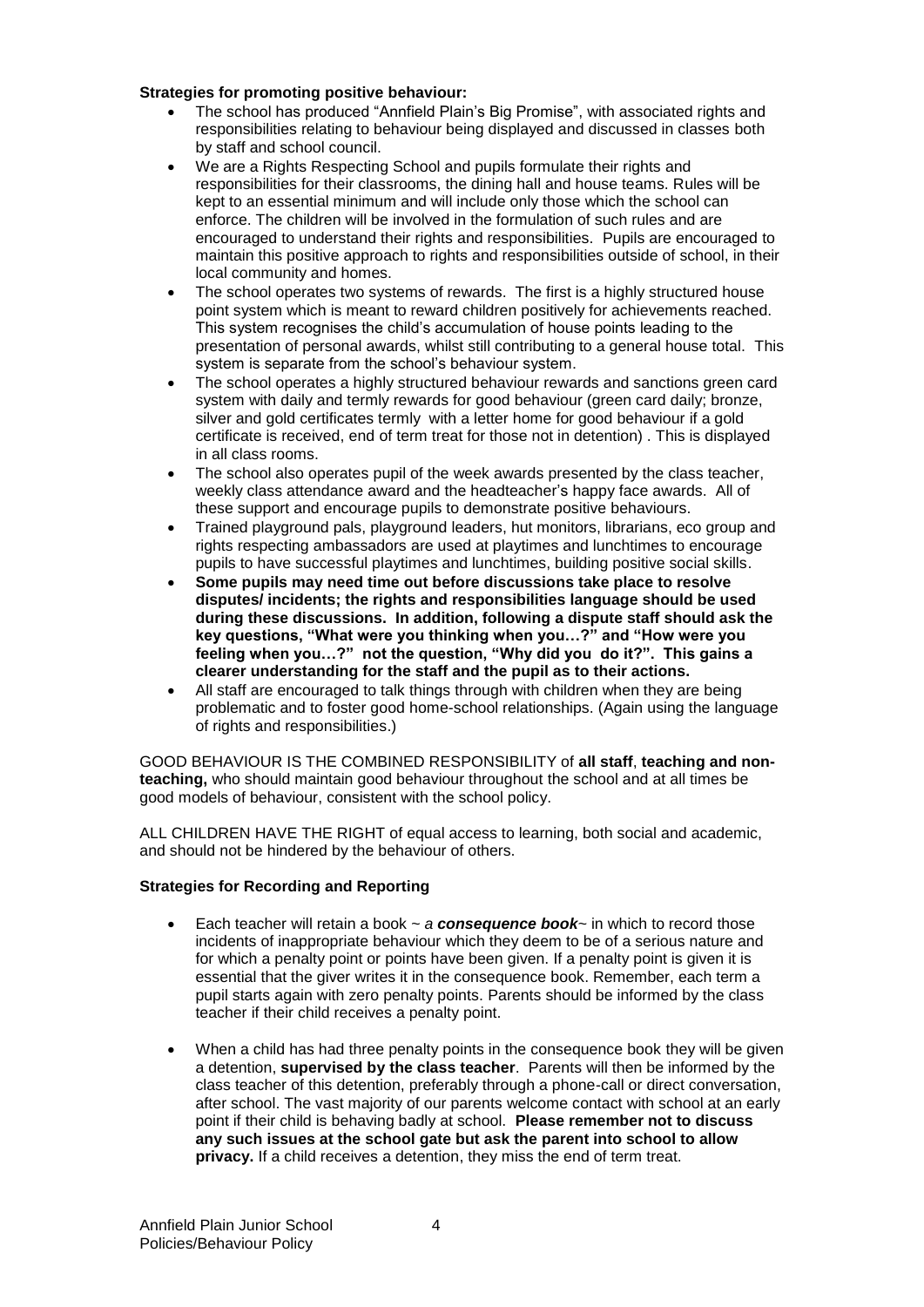**Strategies for promoting positive behaviour:**

- The school has produced "Annfield Plain's Big Promise", with associated rights and responsibilities relating to behaviour being displayed and discussed in classes both by staff and school council.
- We are a Rights Respecting School and pupils formulate their rights and responsibilities for their classrooms, the dining hall and house teams. Rules will be kept to an essential minimum and will include only those which the school can enforce. The children will be involved in the formulation of such rules and are encouraged to understand their rights and responsibilities. Pupils are encouraged to maintain this positive approach to rights and responsibilities outside of school, in their local community and homes.
- The school operates two systems of rewards. The first is a highly structured house point system which is meant to reward children positively for achievements reached. This system recognises the child's accumulation of house points leading to the presentation of personal awards, whilst still contributing to a general house total. This system is separate from the school's behaviour system.
- The school operates a highly structured behaviour rewards and sanctions green card system with daily and termly rewards for good behaviour (green card daily; bronze, silver and gold certificates termly with a letter home for good behaviour if a gold certificate is received, end of term treat for those not in detention) . This is displayed in all class rooms.
- The school also operates pupil of the week awards presented by the class teacher, weekly class attendance award and the headteacher's happy face awards. All of these support and encourage pupils to demonstrate positive behaviours.
- Trained playground pals, playground leaders, hut monitors, librarians, eco group and rights respecting ambassadors are used at playtimes and lunchtimes to encourage pupils to have successful playtimes and lunchtimes, building positive social skills.
- **Some pupils may need time out before discussions take place to resolve disputes/ incidents; the rights and responsibilities language should be used during these discussions. In addition, following a dispute staff should ask the key questions, "What were you thinking when you…?" and "How were you feeling when you…?" not the question, "Why did you do it?". This gains a clearer understanding for the staff and the pupil as to their actions.**
- All staff are encouraged to talk things through with children when they are being problematic and to foster good home-school relationships. (Again using the language of rights and responsibilities.)

GOOD BEHAVIOUR IS THE COMBINED RESPONSIBILITY of **all staff**, **teaching and non-teaching,** who should maintain good behaviour throughout the school and at all times be good models of behaviour, consistent with the school policy.

ALL CHILDREN HAVE THE RIGHT of equal access to learning, both social and academic, and should not be hindered by the behaviour of others.

**Strategies for Recording and Reporting**

- Each teacher will retain a book ~ *a **consequence book***~ in which to record those incidents of inappropriate behaviour which they deem to be of a serious nature and for which a penalty point or points have been given. If a penalty point is given it is essential that the giver writes it in the consequence book. Remember, each term a pupil starts again with zero penalty points. Parents should be informed by the class teacher if their child receives a penalty point.

- When a child has had three penalty points in the consequence book they will be given a detention, **supervised by the class teacher**. Parents will then be informed by the class teacher of this detention, preferably through a phone-call or direct conversation, after school. The vast majority of our parents welcome contact with school at an early point if their child is behaving badly at school. **Please remember not to discuss any such issues at the school gate but ask the parent into school to allow privacy.** If a child receives a detention, they miss the end of term treat.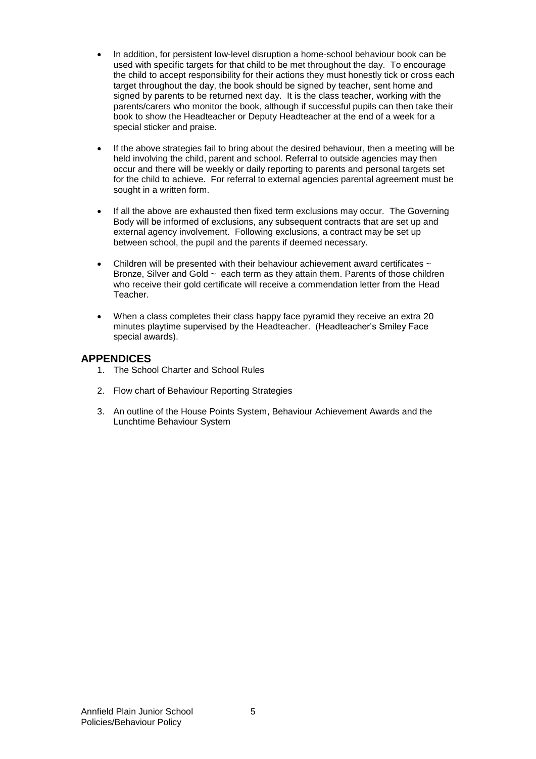- In addition, for persistent low-level disruption a home-school behaviour book can be used with specific targets for that child to be met throughout the day. To encourage the child to accept responsibility for their actions they must honestly tick or cross each target throughout the day, the book should be signed by teacher, sent home and signed by parents to be returned next day. It is the class teacher, working with the parents/carers who monitor the book, although if successful pupils can then take their book to show the Headteacher or Deputy Headteacher at the end of a week for a special sticker and praise.

- If the above strategies fail to bring about the desired behaviour, then a meeting will be held involving the child, parent and school. Referral to outside agencies may then occur and there will be weekly or daily reporting to parents and personal targets set for the child to achieve. For referral to external agencies parental agreement must be sought in a written form.

- If all the above are exhausted then fixed term exclusions may occur. The Governing Body will be informed of exclusions, any subsequent contracts that are set up and external agency involvement. Following exclusions, a contract may be set up between school, the pupil and the parents if deemed necessary.

- Children will be presented with their behaviour achievement award certificates ~ Bronze, Silver and Gold ~ each term as they attain them. Parents of those children who receive their gold certificate will receive a commendation letter from the Head Teacher.

- When a class completes their class happy face pyramid they receive an extra 20 minutes playtime supervised by the Headteacher. (Headteacher's Smiley Face special awards).

## APPENDICES

1. The School Charter and School Rules
2. Flow chart of Behaviour Reporting Strategies
3. An outline of the House Points System, Behaviour Achievement Awards and the Lunchtime Behaviour System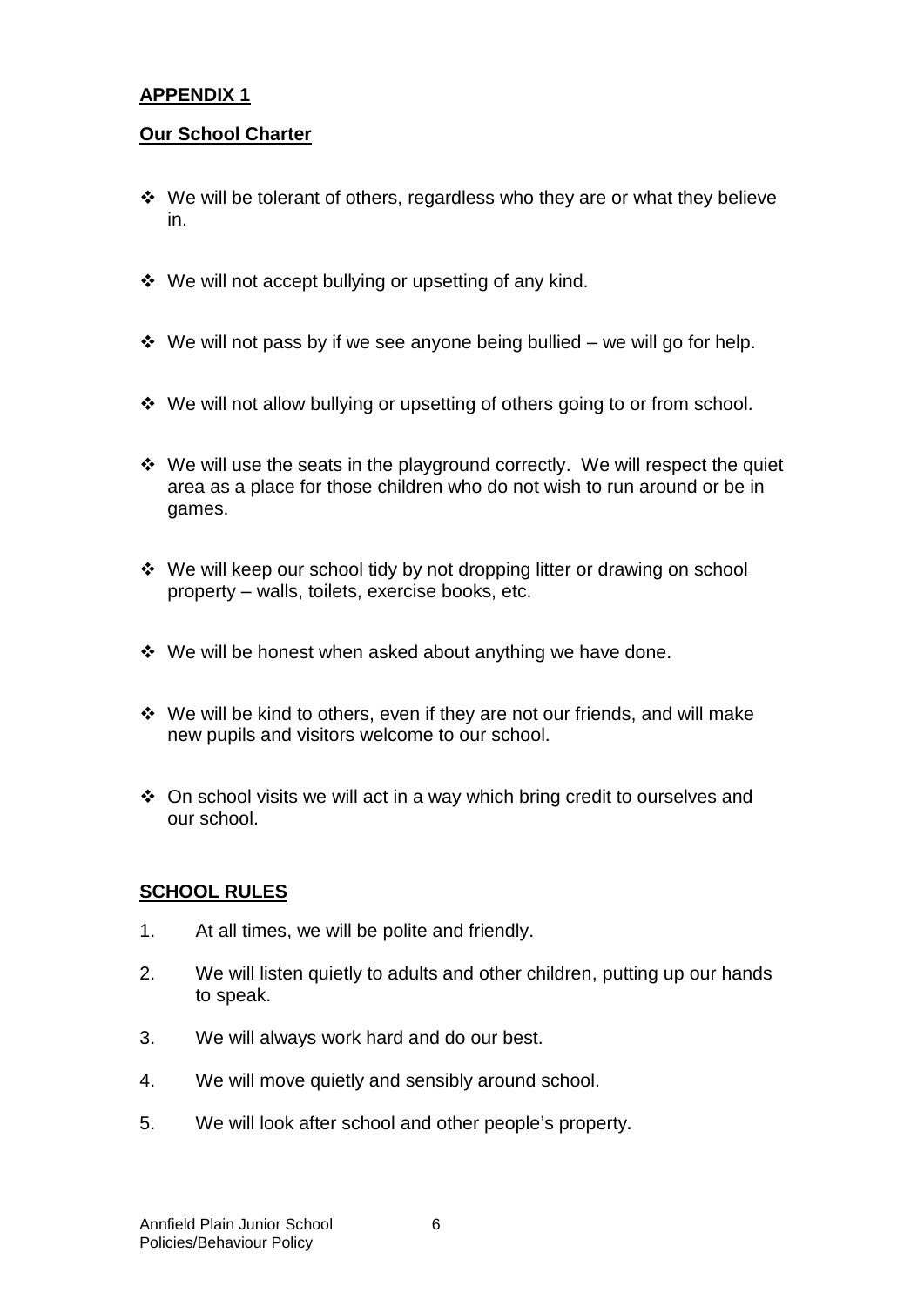## APPENDIX 1

## Our School Charter

- We will be tolerant of others, regardless who they are or what they believe in.
- We will not accept bullying or upsetting of any kind.
- We will not pass by if we see anyone being bullied – we will go for help.
- We will not allow bullying or upsetting of others going to or from school.
- We will use the seats in the playground correctly. We will respect the quiet area as a place for those children who do not wish to run around or be in games.
- We will keep our school tidy by not dropping litter or drawing on school property – walls, toilets, exercise books, etc.
- We will be honest when asked about anything we have done.
- We will be kind to others, even if they are not our friends, and will make new pupils and visitors welcome to our school.
- On school visits we will act in a way which bring credit to ourselves and our school.

## SCHOOL RULES

1. At all times, we will be polite and friendly.
2. We will listen quietly to adults and other children, putting up our hands to speak.
3. We will always work hard and do our best.
4. We will move quietly and sensibly around school.
5. We will look after school and other people's property.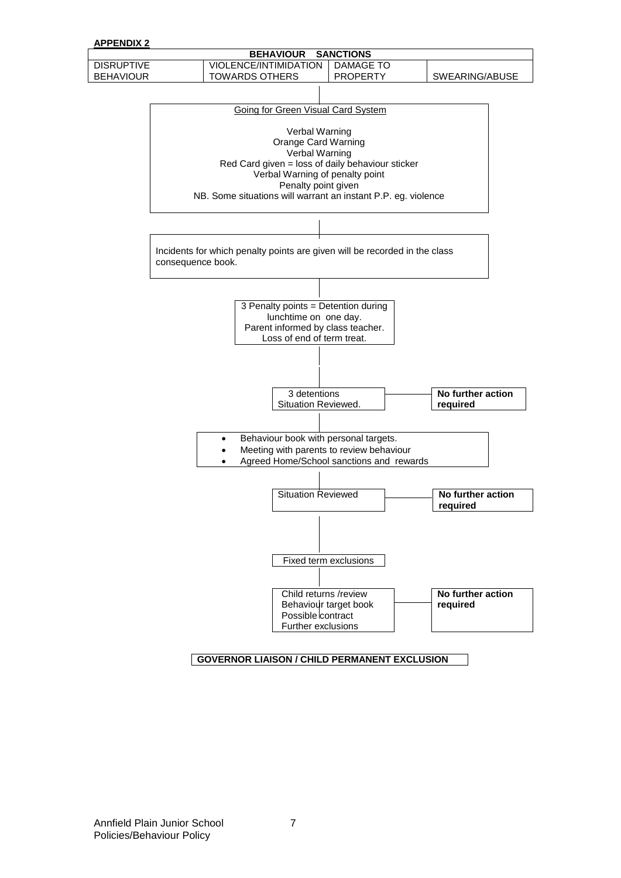**APPENDIX 2**

| BEHAVIOUR SANCTIONS | | | |
|---|---|---|---|
| DISRUPTIVE BEHAVIOUR | VIOLENCE/INTIMIDATION TOWARDS OTHERS | DAMAGE TO PROPERTY | SWEARING/ABUSE |

Going for Green Visual Card System

Verbal Warning
Orange Card Warning
Verbal Warning
Red Card given = loss of daily behaviour sticker
Verbal Warning of penalty point
Penalty point given
NB. Some situations will warrant an instant P.P. eg. violence

Incidents for which penalty points are given will be recorded in the class consequence book.

3 Penalty points = Detention during lunchtime on one day.
Parent informed by class teacher.
Loss of end of term treat.

3 detentions
Situation Reviewed. → **No further action required**

- Behaviour book with personal targets.
- Meeting with parents to review behaviour
- Agreed Home/School sanctions and rewards

Situation Reviewed → **No further action required**

Fixed term exclusions

Child returns /review
Behaviour target book
Possible contract
Further exclusions → **No further action required**

**GOVERNOR LIAISON / CHILD PERMANENT EXCLUSION**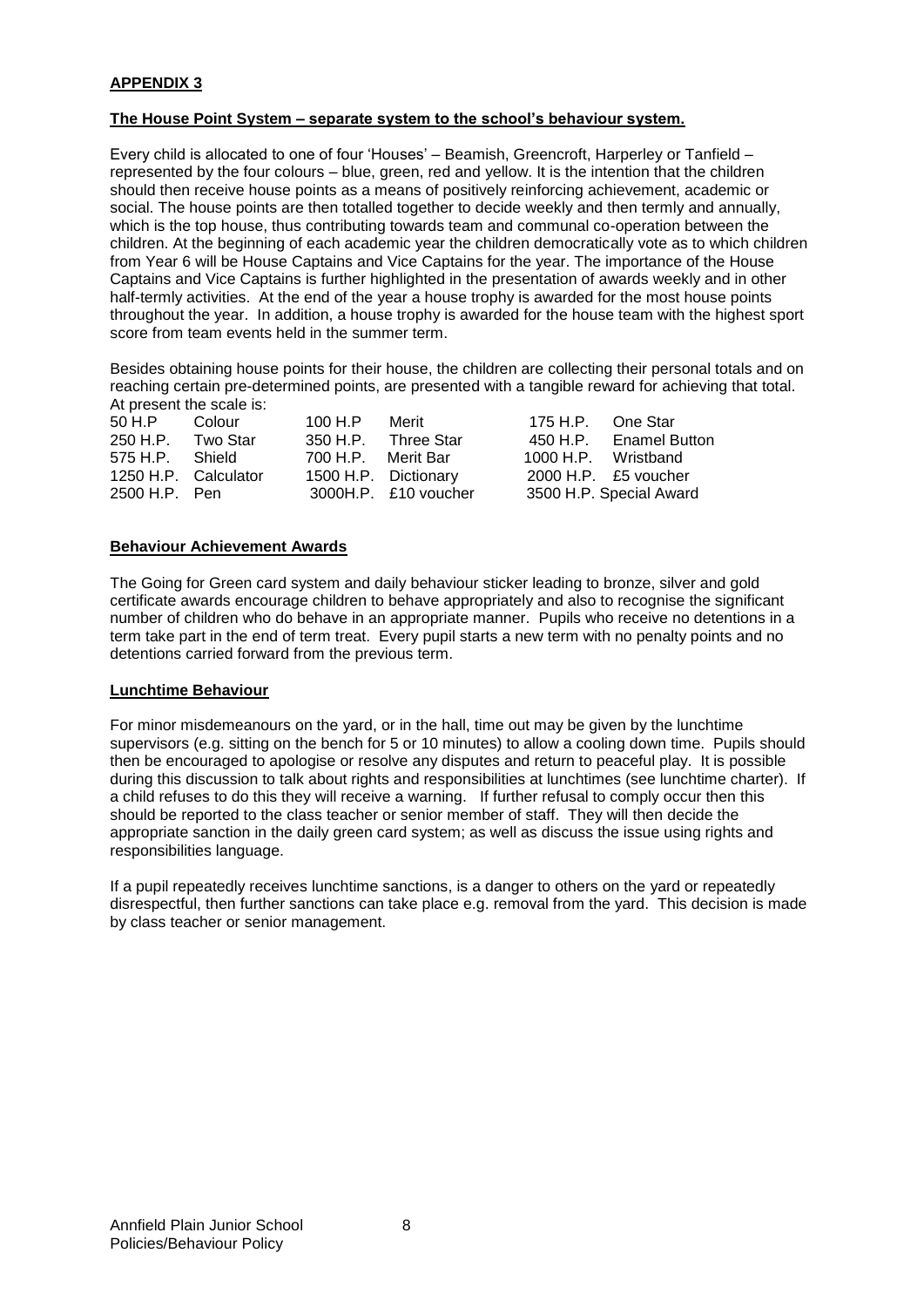**APPENDIX 3**

**The House Point System – separate system to the school's behaviour system.**

Every child is allocated to one of four 'Houses' – Beamish, Greencroft, Harperley or Tanfield – represented by the four colours – blue, green, red and yellow. It is the intention that the children should then receive house points as a means of positively reinforcing achievement, academic or social. The house points are then totalled together to decide weekly and then termly and annually, which is the top house, thus contributing towards team and communal co-operation between the children. At the beginning of each academic year the children democratically vote as to which children from Year 6 will be House Captains and Vice Captains for the year. The importance of the House Captains and Vice Captains is further highlighted in the presentation of awards weekly and in other half-termly activities. At the end of the year a house trophy is awarded for the most house points throughout the year. In addition, a house trophy is awarded for the house team with the highest sport score from team events held in the summer term.

Besides obtaining house points for their house, the children are collecting their personal totals and on reaching certain pre-determined points, are presented with a tangible reward for achieving that total. At present the scale is:

| | | | | | |
|---|---|---|---|---|---|
| 50 H.P | Colour | 100 H.P | Merit | 175 H.P. | One Star |
| 250 H.P. | Two Star | 350 H.P. | Three Star | 450 H.P. | Enamel Button |
| 575 H.P. | Shield | 700 H.P. | Merit Bar | 1000 H.P. | Wristband |
| 1250 H.P. | Calculator | 1500 H.P. | Dictionary | 2000 H.P. | £5 voucher |
| 2500 H.P. | Pen | 3000H.P. | £10 voucher | 3500 H.P. | Special Award |

**Behaviour Achievement Awards**

The Going for Green card system and daily behaviour sticker leading to bronze, silver and gold certificate awards encourage children to behave appropriately and also to recognise the significant number of children who do behave in an appropriate manner. Pupils who receive no detentions in a term take part in the end of term treat. Every pupil starts a new term with no penalty points and no detentions carried forward from the previous term.

**Lunchtime Behaviour**

For minor misdemeanours on the yard, or in the hall, time out may be given by the lunchtime supervisors (e.g. sitting on the bench for 5 or 10 minutes) to allow a cooling down time. Pupils should then be encouraged to apologise or resolve any disputes and return to peaceful play. It is possible during this discussion to talk about rights and responsibilities at lunchtimes (see lunchtime charter). If a child refuses to do this they will receive a warning. If further refusal to comply occur then this should be reported to the class teacher or senior member of staff. They will then decide the appropriate sanction in the daily green card system; as well as discuss the issue using rights and responsibilities language.

If a pupil repeatedly receives lunchtime sanctions, is a danger to others on the yard or repeatedly disrespectful, then further sanctions can take place e.g. removal from the yard. This decision is made by class teacher or senior management.